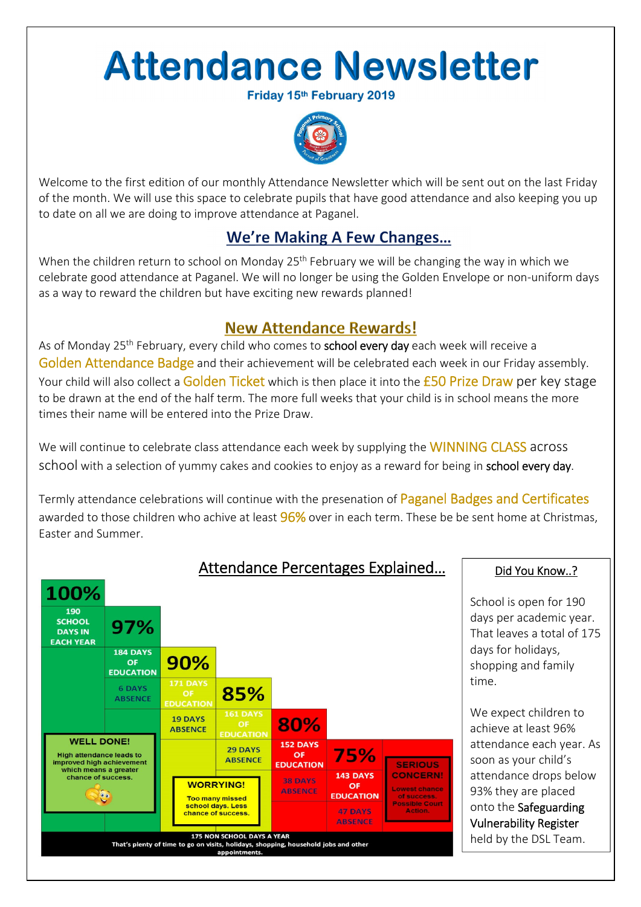# Attendance Newsletter

**Friday 15th February 2019**

Welcome to the first edition of our monthly Attendance Newsletter which will be sent out on the last Friday of the month. We will use this space to celebrate pupils that have good attendance and also keeping you up to date on all we are doing to improve attendance at Paganel.

## We're Making A Few Changes…

When the children return to school on Monday 25th February we will be changing the way in which we celebrate good attendance at Paganel. We will no longer be using the Golden Envelope or non-uniform days as a way to reward the children but have exciting new rewards planned!

## New Attendance Rewards!

As of Monday 25th February, every child who comes to school every day each week will receive a Golden Attendance Badge and their achievement will be celebrated each week in our Friday assembly. Your child will also collect a Golden Ticket which is then place it into the £50 Prize Draw per key stage to be drawn at the end of the half term. The more full weeks that your child is in school means the more times their name will be entered into the Prize Draw.

We will continue to celebrate class attendance each week by supplying the WINNING CLASS across school with a selection of yummy cakes and cookies to enjoy as a reward for being in school every day.

Termly attendance celebrations will continue with the presenation of Paganel Badges and Certificates awarded to those children who achive at least 96% over in each term. These be be sent home at Christmas, Easter and Summer.

## Attendance Percentages Explained…

| Attendance | Days of education | Days absence |
|---|---|---|
| 100% | 190 school days in each year | |
| 97% | 184 days of education | 6 days absence |
| 90% | 171 days of education | 19 days absence |
| 85% | 161 days of education | 29 days absence |
| 80% | 152 days of education | 38 days absence |
| 75% | 143 days of education | 47 days absence |

**WELL DONE!** High attendance leads to improved high achievement which means a greater chance of success.

**WORRYING!** Too many missed school days. Less chance of success.

**SERIOUS CONCERN!** Lowest chance of success. Possible Court Action.

175 NON SCHOOL DAYS A YEAR
That's plenty of time to go on visits, holidays, shopping, household jobs and other appointments.

### Did You Know..?

School is open for 190 days per academic year. That leaves a total of 175 days for holidays, shopping and family time.

We expect children to achieve at least 96% attendance each year. As soon as your child's attendance drops below 93% they are placed onto the Safeguarding Vulnerability Register held by the DSL Team.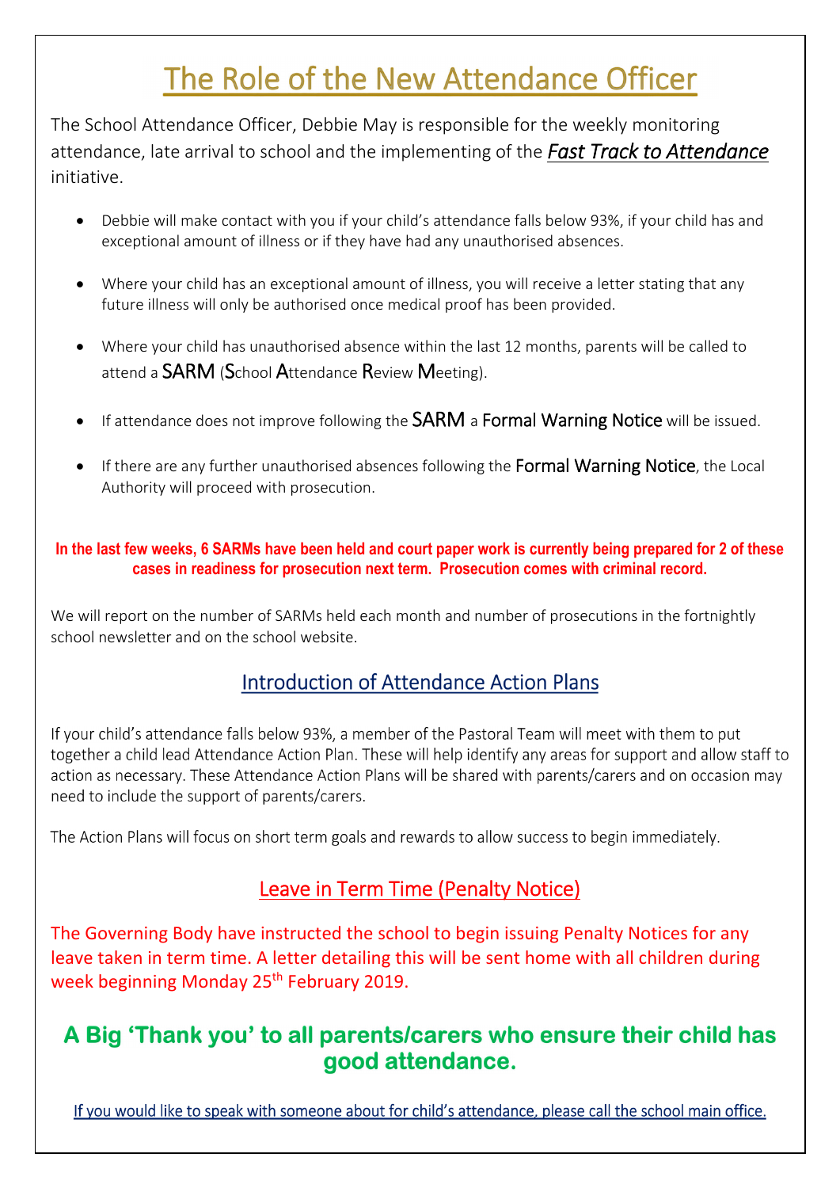# The Role of the New Attendance Officer

The School Attendance Officer, Debbie May is responsible for the weekly monitoring attendance, late arrival to school and the implementing of the ***Fast Track to Attendance*** initiative.

- Debbie will make contact with you if your child's attendance falls below 93%, if your child has and exceptional amount of illness or if they have had any unauthorised absences.
- Where your child has an exceptional amount of illness, you will receive a letter stating that any future illness will only be authorised once medical proof has been provided.
- Where your child has unauthorised absence within the last 12 months, parents will be called to attend a SARM (School Attendance Review Meeting).
- If attendance does not improve following the SARM a Formal Warning Notice will be issued.
- If there are any further unauthorised absences following the Formal Warning Notice, the Local Authority will proceed with prosecution.

**In the last few weeks, 6 SARMs have been held and court paper work is currently being prepared for 2 of these cases in readiness for prosecution next term. Prosecution comes with criminal record.**

We will report on the number of SARMs held each month and number of prosecutions in the fortnightly school newsletter and on the school website.

## Introduction of Attendance Action Plans

If your child's attendance falls below 93%, a member of the Pastoral Team will meet with them to put together a child lead Attendance Action Plan. These will help identify any areas for support and allow staff to action as necessary. These Attendance Action Plans will be shared with parents/carers and on occasion may need to include the support of parents/carers.

The Action Plans will focus on short term goals and rewards to allow success to begin immediately.

## Leave in Term Time (Penalty Notice)

The Governing Body have instructed the school to begin issuing Penalty Notices for any leave taken in term time. A letter detailing this will be sent home with all children during week beginning Monday 25th February 2019.

**A Big 'Thank you' to all parents/carers who ensure their child has good attendance.**

If you would like to speak with someone about for child's attendance, please call the school main office.